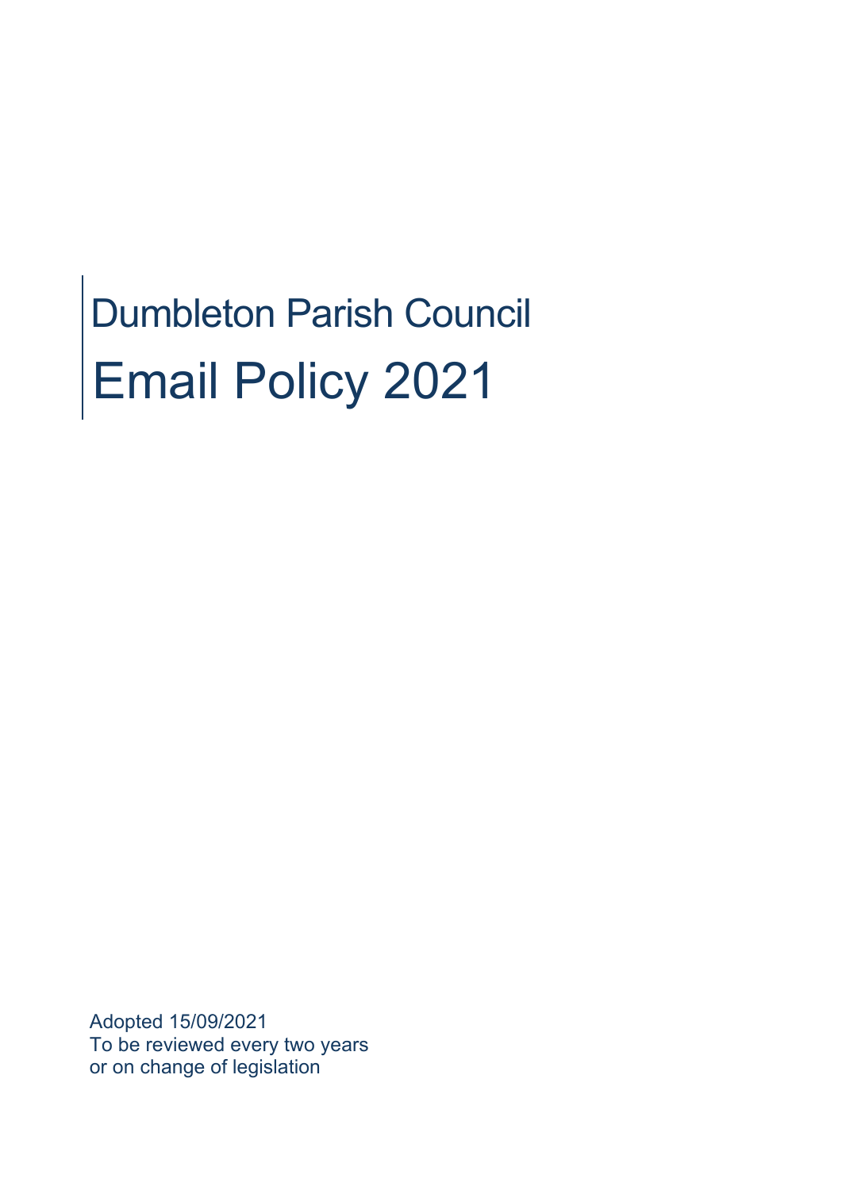# Dumbleton Parish Council

# Email Policy 2021

Adopted 15/09/2021
To be reviewed every two years
or on change of legislation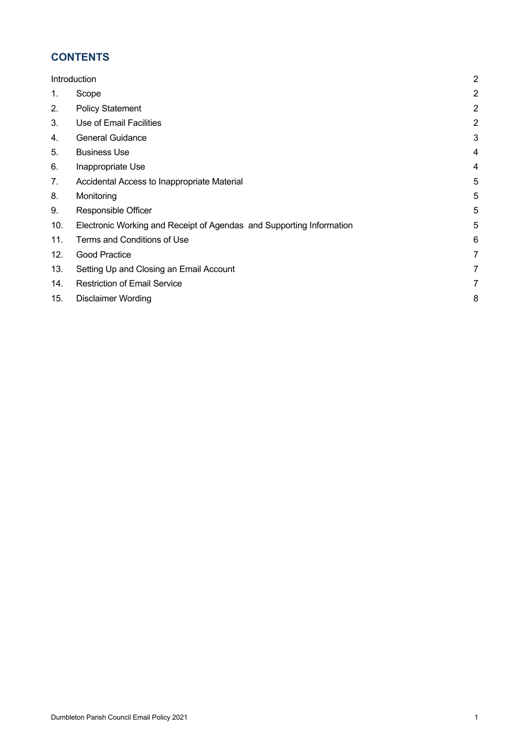## CONTENTS

| | | |
|---|---|---|
| Introduction | | 2 |
| 1. | Scope | 2 |
| 2. | Policy Statement | 2 |
| 3. | Use of Email Facilities | 2 |
| 4. | General Guidance | 3 |
| 5. | Business Use | 4 |
| 6. | Inappropriate Use | 4 |
| 7. | Accidental Access to Inappropriate Material | 5 |
| 8. | Monitoring | 5 |
| 9. | Responsible Officer | 5 |
| 10. | Electronic Working and Receipt of Agendas and Supporting Information | 5 |
| 11. | Terms and Conditions of Use | 6 |
| 12. | Good Practice | 7 |
| 13. | Setting Up and Closing an Email Account | 7 |
| 14. | Restriction of Email Service | 7 |
| 15. | Disclaimer Wording | 8 |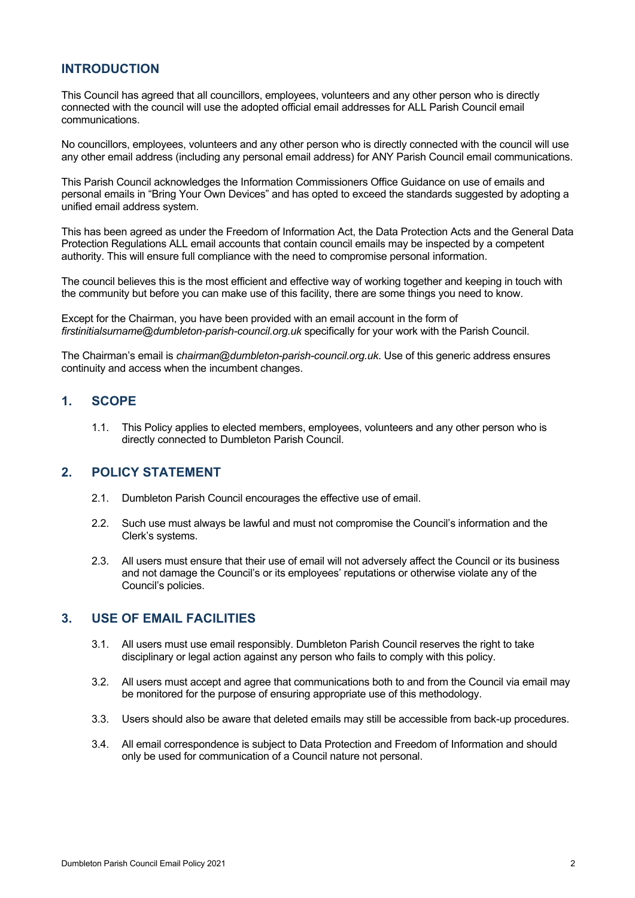## INTRODUCTION

This Council has agreed that all councillors, employees, volunteers and any other person who is directly connected with the council will use the adopted official email addresses for ALL Parish Council email communications.

No councillors, employees, volunteers and any other person who is directly connected with the council will use any other email address (including any personal email address) for ANY Parish Council email communications.

This Parish Council acknowledges the Information Commissioners Office Guidance on use of emails and personal emails in "Bring Your Own Devices" and has opted to exceed the standards suggested by adopting a unified email address system.

This has been agreed as under the Freedom of Information Act, the Data Protection Acts and the General Data Protection Regulations ALL email accounts that contain council emails may be inspected by a competent authority. This will ensure full compliance with the need to compromise personal information.

The council believes this is the most efficient and effective way of working together and keeping in touch with the community but before you can make use of this facility, there are some things you need to know.

Except for the Chairman, you have been provided with an email account in the form of *firstinitialsurname@dumbleton-parish-council.org.uk* specifically for your work with the Parish Council.

The Chairman's email is *chairman@dumbleton-parish-council.org.uk*. Use of this generic address ensures continuity and access when the incumbent changes.

## 1. SCOPE

1.1. This Policy applies to elected members, employees, volunteers and any other person who is directly connected to Dumbleton Parish Council.

## 2. POLICY STATEMENT

2.1. Dumbleton Parish Council encourages the effective use of email.

2.2. Such use must always be lawful and must not compromise the Council's information and the Clerk's systems.

2.3. All users must ensure that their use of email will not adversely affect the Council or its business and not damage the Council's or its employees' reputations or otherwise violate any of the Council's policies.

## 3. USE OF EMAIL FACILITIES

3.1. All users must use email responsibly. Dumbleton Parish Council reserves the right to take disciplinary or legal action against any person who fails to comply with this policy.

3.2. All users must accept and agree that communications both to and from the Council via email may be monitored for the purpose of ensuring appropriate use of this methodology.

3.3. Users should also be aware that deleted emails may still be accessible from back-up procedures.

3.4. All email correspondence is subject to Data Protection and Freedom of Information and should only be used for communication of a Council nature not personal.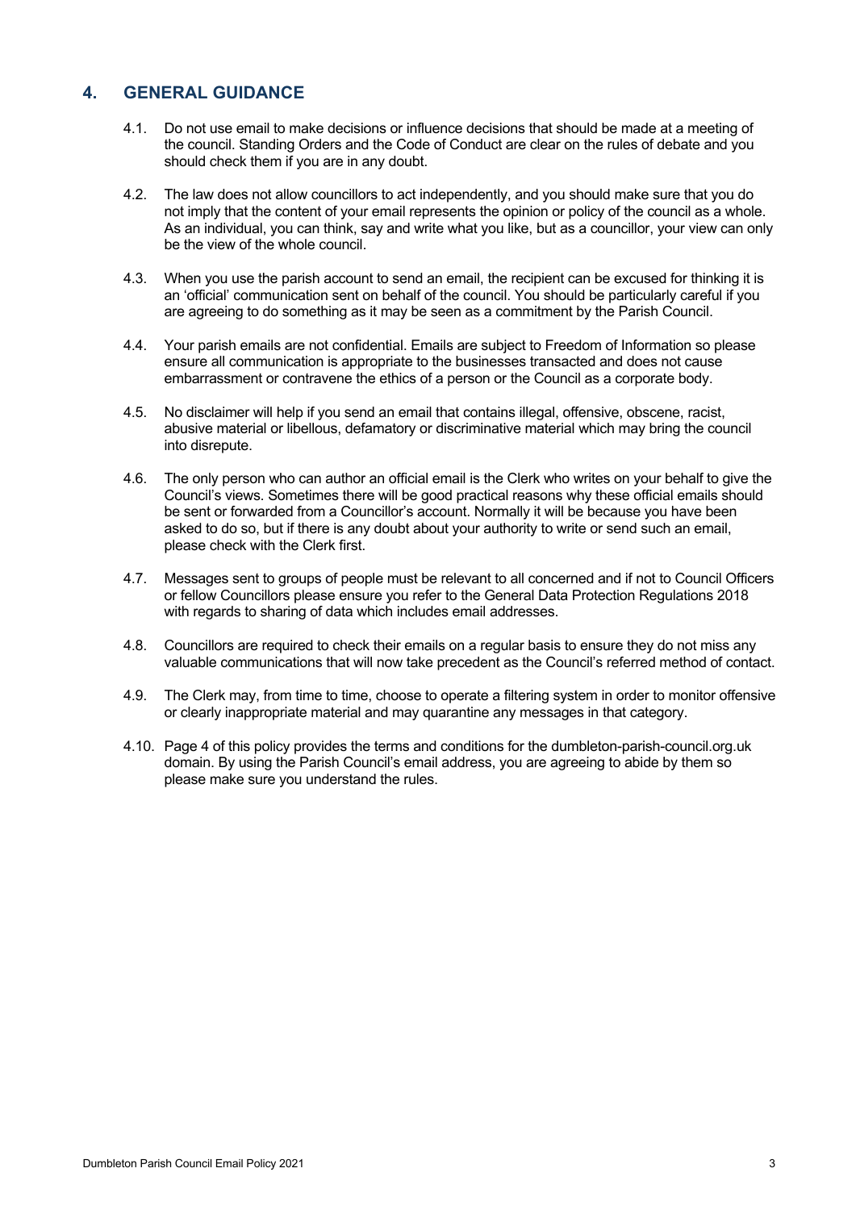## 4. GENERAL GUIDANCE

4.1. Do not use email to make decisions or influence decisions that should be made at a meeting of the council. Standing Orders and the Code of Conduct are clear on the rules of debate and you should check them if you are in any doubt.

4.2. The law does not allow councillors to act independently, and you should make sure that you do not imply that the content of your email represents the opinion or policy of the council as a whole. As an individual, you can think, say and write what you like, but as a councillor, your view can only be the view of the whole council.

4.3. When you use the parish account to send an email, the recipient can be excused for thinking it is an 'official' communication sent on behalf of the council. You should be particularly careful if you are agreeing to do something as it may be seen as a commitment by the Parish Council.

4.4. Your parish emails are not confidential. Emails are subject to Freedom of Information so please ensure all communication is appropriate to the businesses transacted and does not cause embarrassment or contravene the ethics of a person or the Council as a corporate body.

4.5. No disclaimer will help if you send an email that contains illegal, offensive, obscene, racist, abusive material or libellous, defamatory or discriminative material which may bring the council into disrepute.

4.6. The only person who can author an official email is the Clerk who writes on your behalf to give the Council's views. Sometimes there will be good practical reasons why these official emails should be sent or forwarded from a Councillor's account. Normally it will be because you have been asked to do so, but if there is any doubt about your authority to write or send such an email, please check with the Clerk first.

4.7. Messages sent to groups of people must be relevant to all concerned and if not to Council Officers or fellow Councillors please ensure you refer to the General Data Protection Regulations 2018 with regards to sharing of data which includes email addresses.

4.8. Councillors are required to check their emails on a regular basis to ensure they do not miss any valuable communications that will now take precedent as the Council's referred method of contact.

4.9. The Clerk may, from time to time, choose to operate a filtering system in order to monitor offensive or clearly inappropriate material and may quarantine any messages in that category.

4.10. Page 4 of this policy provides the terms and conditions for the dumbleton-parish-council.org.uk domain. By using the Parish Council's email address, you are agreeing to abide by them so please make sure you understand the rules.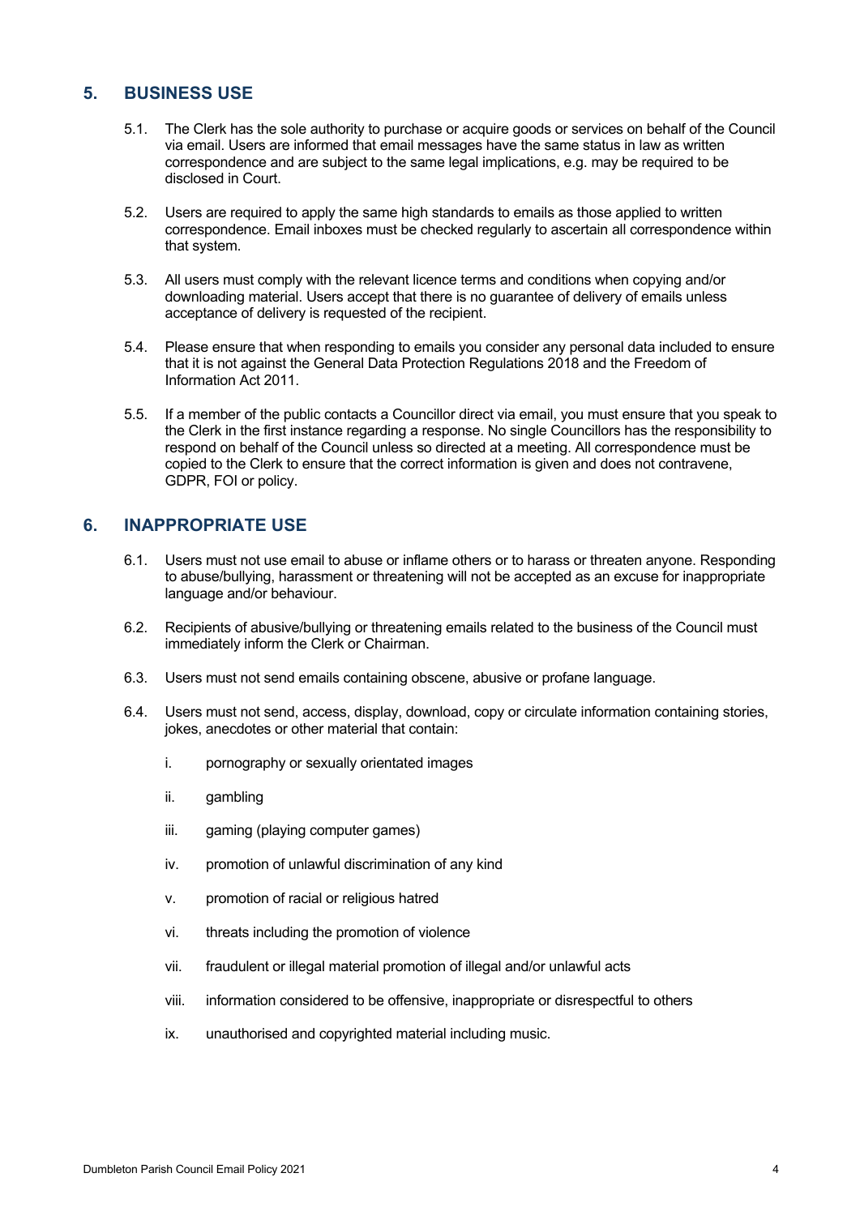## 5. BUSINESS USE

5.1. The Clerk has the sole authority to purchase or acquire goods or services on behalf of the Council via email. Users are informed that email messages have the same status in law as written correspondence and are subject to the same legal implications, e.g. may be required to be disclosed in Court.

5.2. Users are required to apply the same high standards to emails as those applied to written correspondence. Email inboxes must be checked regularly to ascertain all correspondence within that system.

5.3. All users must comply with the relevant licence terms and conditions when copying and/or downloading material. Users accept that there is no guarantee of delivery of emails unless acceptance of delivery is requested of the recipient.

5.4. Please ensure that when responding to emails you consider any personal data included to ensure that it is not against the General Data Protection Regulations 2018 and the Freedom of Information Act 2011.

5.5. If a member of the public contacts a Councillor direct via email, you must ensure that you speak to the Clerk in the first instance regarding a response. No single Councillors has the responsibility to respond on behalf of the Council unless so directed at a meeting. All correspondence must be copied to the Clerk to ensure that the correct information is given and does not contravene, GDPR, FOI or policy.

## 6. INAPPROPRIATE USE

6.1. Users must not use email to abuse or inflame others or to harass or threaten anyone. Responding to abuse/bullying, harassment or threatening will not be accepted as an excuse for inappropriate language and/or behaviour.

6.2. Recipients of abusive/bullying or threatening emails related to the business of the Council must immediately inform the Clerk or Chairman.

6.3. Users must not send emails containing obscene, abusive or profane language.

6.4. Users must not send, access, display, download, copy or circulate information containing stories, jokes, anecdotes or other material that contain:

i. pornography or sexually orientated images

ii. gambling

iii. gaming (playing computer games)

iv. promotion of unlawful discrimination of any kind

v. promotion of racial or religious hatred

vi. threats including the promotion of violence

vii. fraudulent or illegal material promotion of illegal and/or unlawful acts

viii. information considered to be offensive, inappropriate or disrespectful to others

ix. unauthorised and copyrighted material including music.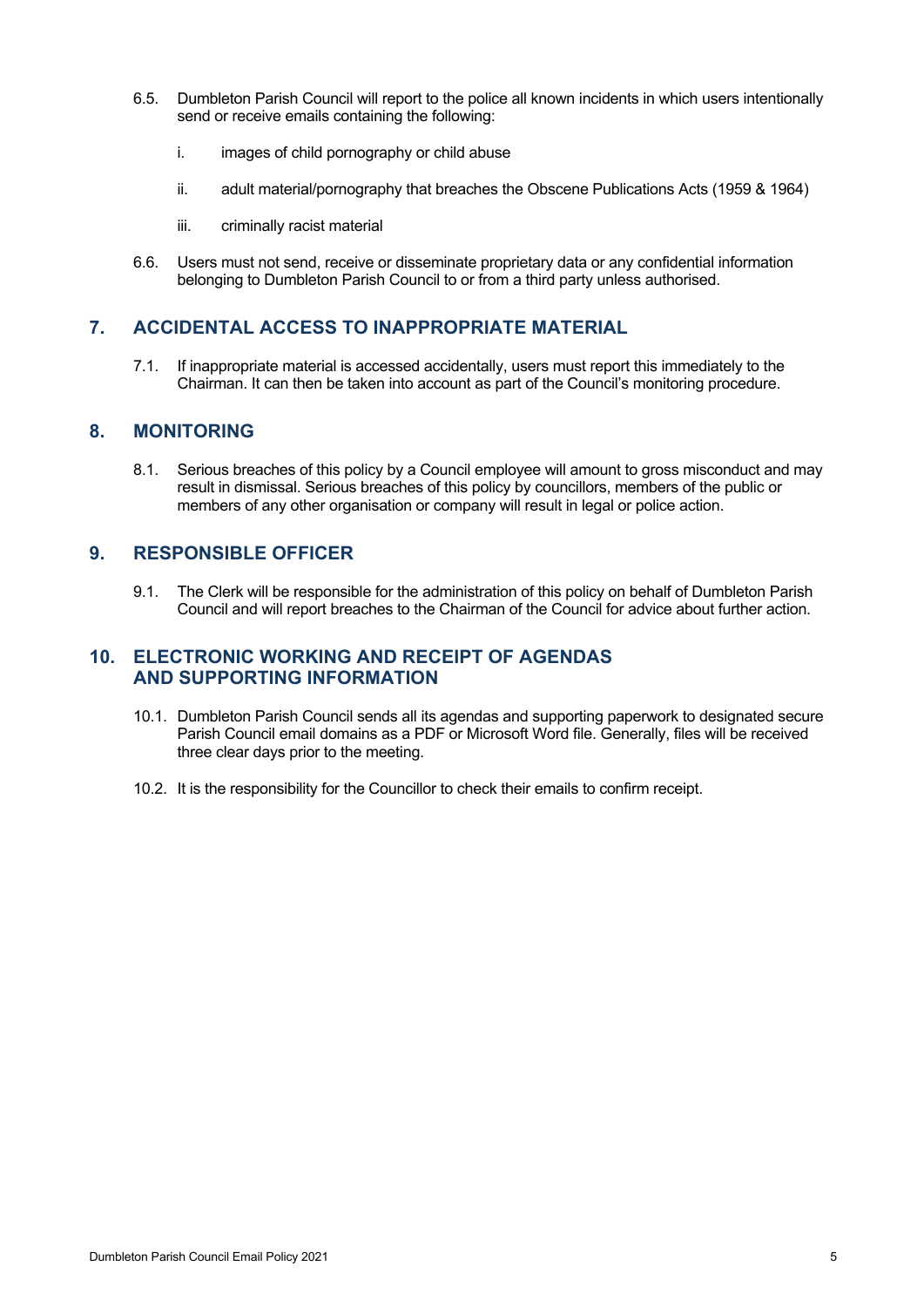6.5. Dumbleton Parish Council will report to the police all known incidents in which users intentionally send or receive emails containing the following:

   i. images of child pornography or child abuse

   ii. adult material/pornography that breaches the Obscene Publications Acts (1959 & 1964)

   iii. criminally racist material

6.6. Users must not send, receive or disseminate proprietary data or any confidential information belonging to Dumbleton Parish Council to or from a third party unless authorised.

## 7. ACCIDENTAL ACCESS TO INAPPROPRIATE MATERIAL

7.1. If inappropriate material is accessed accidentally, users must report this immediately to the Chairman. It can then be taken into account as part of the Council's monitoring procedure.

## 8. MONITORING

8.1. Serious breaches of this policy by a Council employee will amount to gross misconduct and may result in dismissal. Serious breaches of this policy by councillors, members of the public or members of any other organisation or company will result in legal or police action.

## 9. RESPONSIBLE OFFICER

9.1. The Clerk will be responsible for the administration of this policy on behalf of Dumbleton Parish Council and will report breaches to the Chairman of the Council for advice about further action.

## 10. ELECTRONIC WORKING AND RECEIPT OF AGENDAS AND SUPPORTING INFORMATION

10.1. Dumbleton Parish Council sends all its agendas and supporting paperwork to designated secure Parish Council email domains as a PDF or Microsoft Word file. Generally, files will be received three clear days prior to the meeting.

10.2. It is the responsibility for the Councillor to check their emails to confirm receipt.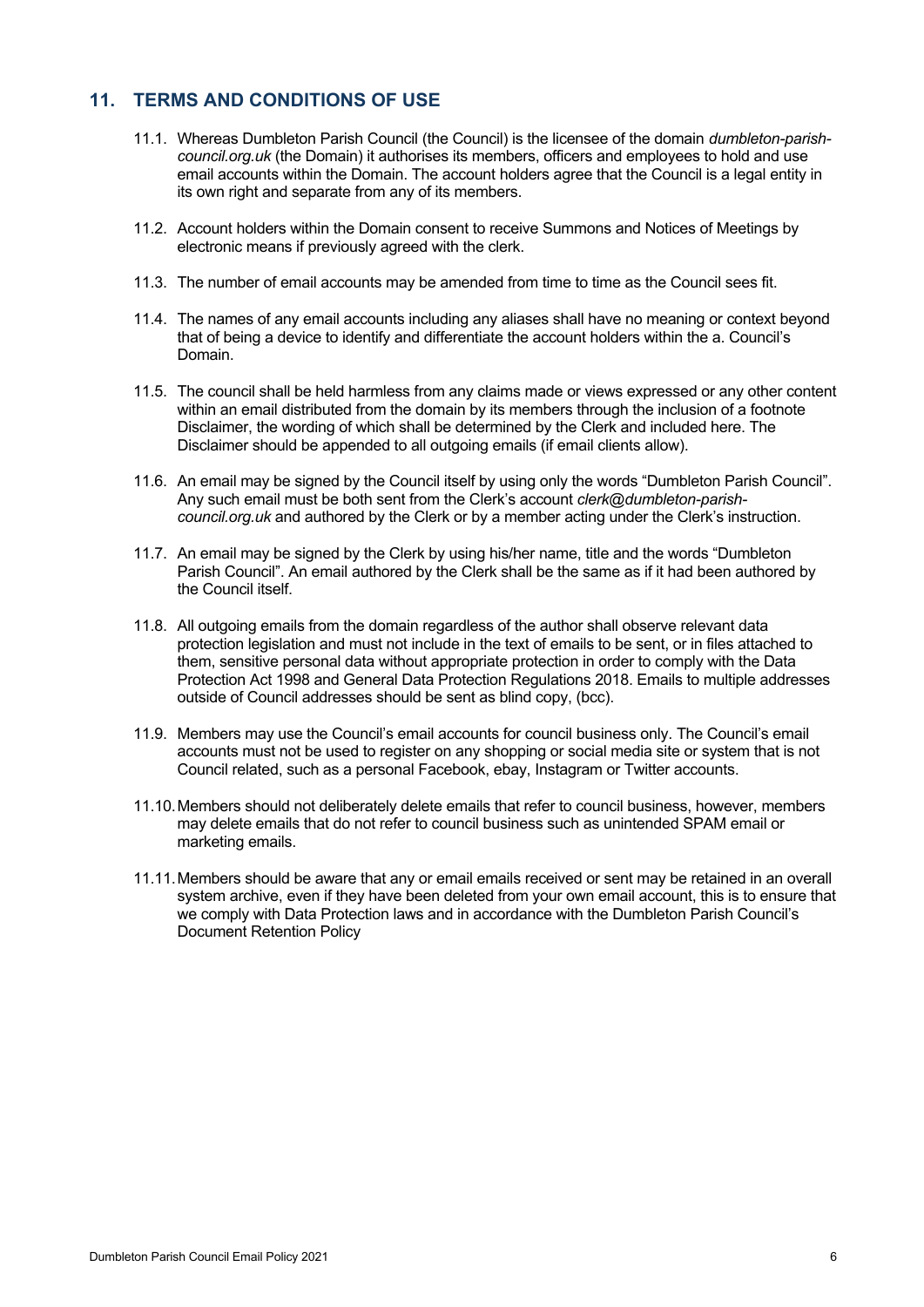## 11. TERMS AND CONDITIONS OF USE

11.1. Whereas Dumbleton Parish Council (the Council) is the licensee of the domain *dumbleton-parish-council.org.uk* (the Domain) it authorises its members, officers and employees to hold and use email accounts within the Domain. The account holders agree that the Council is a legal entity in its own right and separate from any of its members.

11.2. Account holders within the Domain consent to receive Summons and Notices of Meetings by electronic means if previously agreed with the clerk.

11.3. The number of email accounts may be amended from time to time as the Council sees fit.

11.4. The names of any email accounts including any aliases shall have no meaning or context beyond that of being a device to identify and differentiate the account holders within the a. Council's Domain.

11.5. The council shall be held harmless from any claims made or views expressed or any other content within an email distributed from the domain by its members through the inclusion of a footnote Disclaimer, the wording of which shall be determined by the Clerk and included here. The Disclaimer should be appended to all outgoing emails (if email clients allow).

11.6. An email may be signed by the Council itself by using only the words "Dumbleton Parish Council". Any such email must be both sent from the Clerk's account *clerk@dumbleton-parish-council.org.uk* and authored by the Clerk or by a member acting under the Clerk's instruction.

11.7. An email may be signed by the Clerk by using his/her name, title and the words "Dumbleton Parish Council". An email authored by the Clerk shall be the same as if it had been authored by the Council itself.

11.8. All outgoing emails from the domain regardless of the author shall observe relevant data protection legislation and must not include in the text of emails to be sent, or in files attached to them, sensitive personal data without appropriate protection in order to comply with the Data Protection Act 1998 and General Data Protection Regulations 2018. Emails to multiple addresses outside of Council addresses should be sent as blind copy, (bcc).

11.9. Members may use the Council's email accounts for council business only. The Council's email accounts must not be used to register on any shopping or social media site or system that is not Council related, such as a personal Facebook, ebay, Instagram or Twitter accounts.

11.10. Members should not deliberately delete emails that refer to council business, however, members may delete emails that do not refer to council business such as unintended SPAM email or marketing emails.

11.11. Members should be aware that any or email emails received or sent may be retained in an overall system archive, even if they have been deleted from your own email account, this is to ensure that we comply with Data Protection laws and in accordance with the Dumbleton Parish Council's Document Retention Policy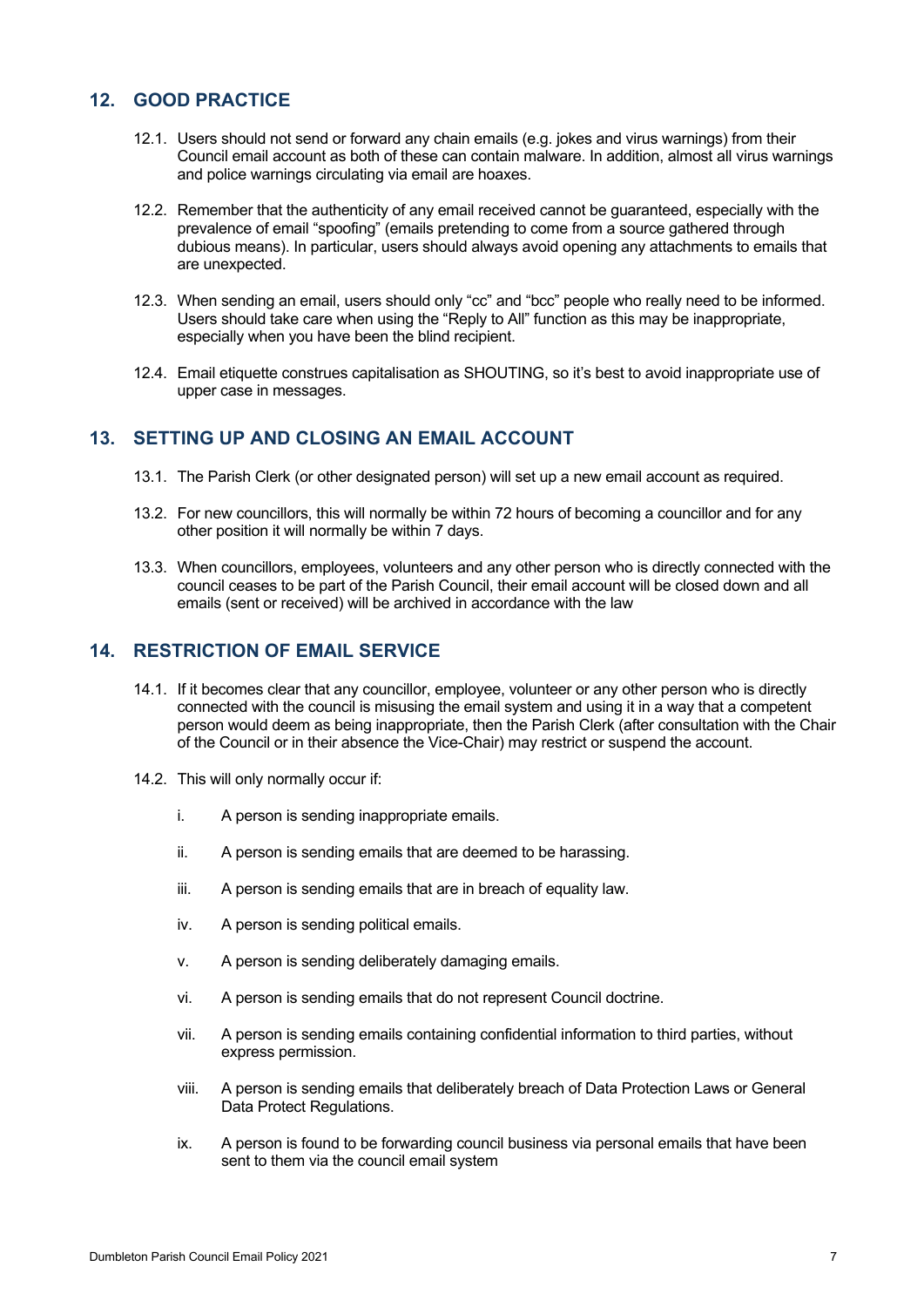## 12. GOOD PRACTICE

12.1. Users should not send or forward any chain emails (e.g. jokes and virus warnings) from their Council email account as both of these can contain malware. In addition, almost all virus warnings and police warnings circulating via email are hoaxes.

12.2. Remember that the authenticity of any email received cannot be guaranteed, especially with the prevalence of email "spoofing" (emails pretending to come from a source gathered through dubious means). In particular, users should always avoid opening any attachments to emails that are unexpected.

12.3. When sending an email, users should only "cc" and "bcc" people who really need to be informed. Users should take care when using the "Reply to All" function as this may be inappropriate, especially when you have been the blind recipient.

12.4. Email etiquette construes capitalisation as SHOUTING, so it's best to avoid inappropriate use of upper case in messages.

## 13. SETTING UP AND CLOSING AN EMAIL ACCOUNT

13.1. The Parish Clerk (or other designated person) will set up a new email account as required.

13.2. For new councillors, this will normally be within 72 hours of becoming a councillor and for any other position it will normally be within 7 days.

13.3. When councillors, employees, volunteers and any other person who is directly connected with the council ceases to be part of the Parish Council, their email account will be closed down and all emails (sent or received) will be archived in accordance with the law

## 14. RESTRICTION OF EMAIL SERVICE

14.1. If it becomes clear that any councillor, employee, volunteer or any other person who is directly connected with the council is misusing the email system and using it in a way that a competent person would deem as being inappropriate, then the Parish Clerk (after consultation with the Chair of the Council or in their absence the Vice-Chair) may restrict or suspend the account.

14.2. This will only normally occur if:

i. A person is sending inappropriate emails.

ii. A person is sending emails that are deemed to be harassing.

iii. A person is sending emails that are in breach of equality law.

iv. A person is sending political emails.

v. A person is sending deliberately damaging emails.

vi. A person is sending emails that do not represent Council doctrine.

vii. A person is sending emails containing confidential information to third parties, without express permission.

viii. A person is sending emails that deliberately breach of Data Protection Laws or General Data Protect Regulations.

ix. A person is found to be forwarding council business via personal emails that have been sent to them via the council email system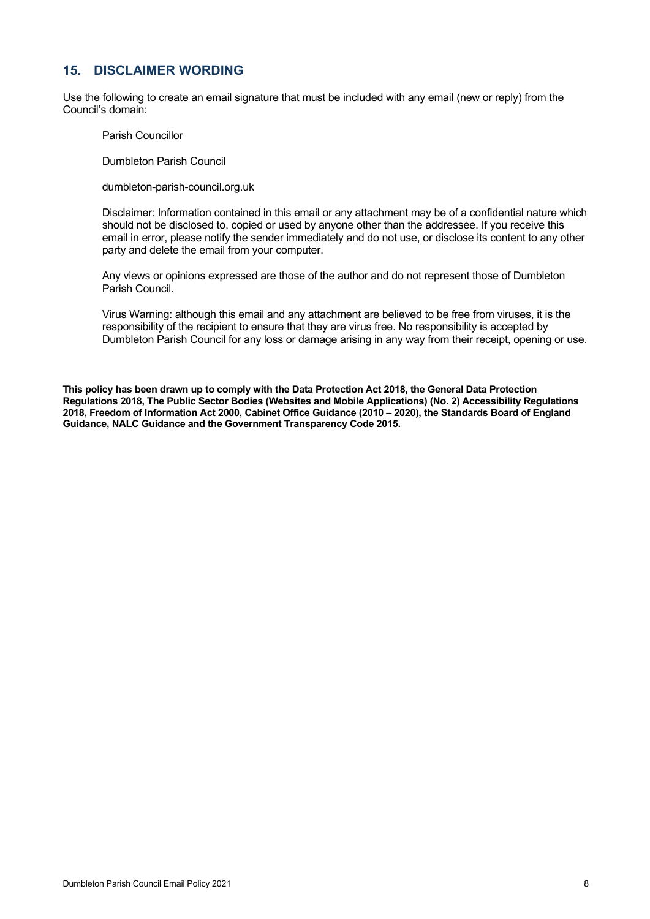## 15. DISCLAIMER WORDING

Use the following to create an email signature that must be included with any email (new or reply) from the Council's domain:

> Parish Councillor
>
> Dumbleton Parish Council
>
> dumbleton-parish-council.org.uk
>
> Disclaimer: Information contained in this email or any attachment may be of a confidential nature which should not be disclosed to, copied or used by anyone other than the addressee. If you receive this email in error, please notify the sender immediately and do not use, or disclose its content to any other party and delete the email from your computer.
>
> Any views or opinions expressed are those of the author and do not represent those of Dumbleton Parish Council.
>
> Virus Warning: although this email and any attachment are believed to be free from viruses, it is the responsibility of the recipient to ensure that they are virus free. No responsibility is accepted by Dumbleton Parish Council for any loss or damage arising in any way from their receipt, opening or use.

**This policy has been drawn up to comply with the Data Protection Act 2018, the General Data Protection Regulations 2018, The Public Sector Bodies (Websites and Mobile Applications) (No. 2) Accessibility Regulations 2018, Freedom of Information Act 2000, Cabinet Office Guidance (2010 – 2020), the Standards Board of England Guidance, NALC Guidance and the Government Transparency Code 2015.**